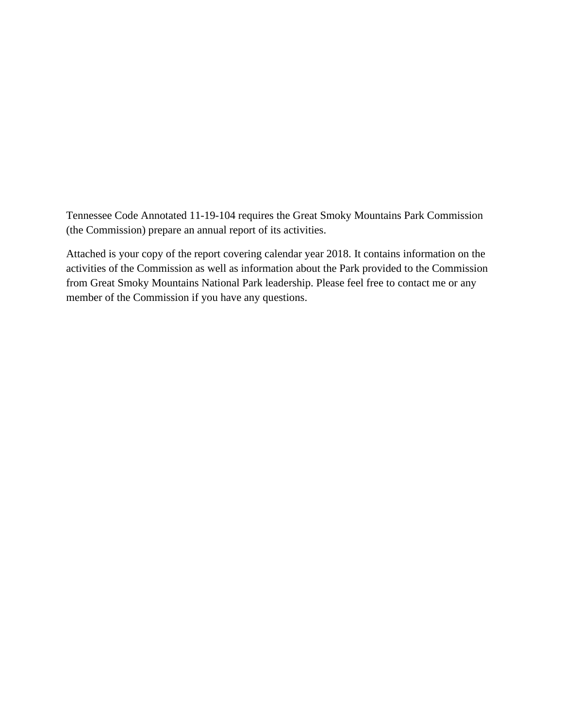Tennessee Code Annotated 11-19-104 requires the Great Smoky Mountains Park Commission (the Commission) prepare an annual report of its activities.

Attached is your copy of the report covering calendar year 2018. It contains information on the activities of the Commission as well as information about the Park provided to the Commission from Great Smoky Mountains National Park leadership. Please feel free to contact me or any member of the Commission if you have any questions.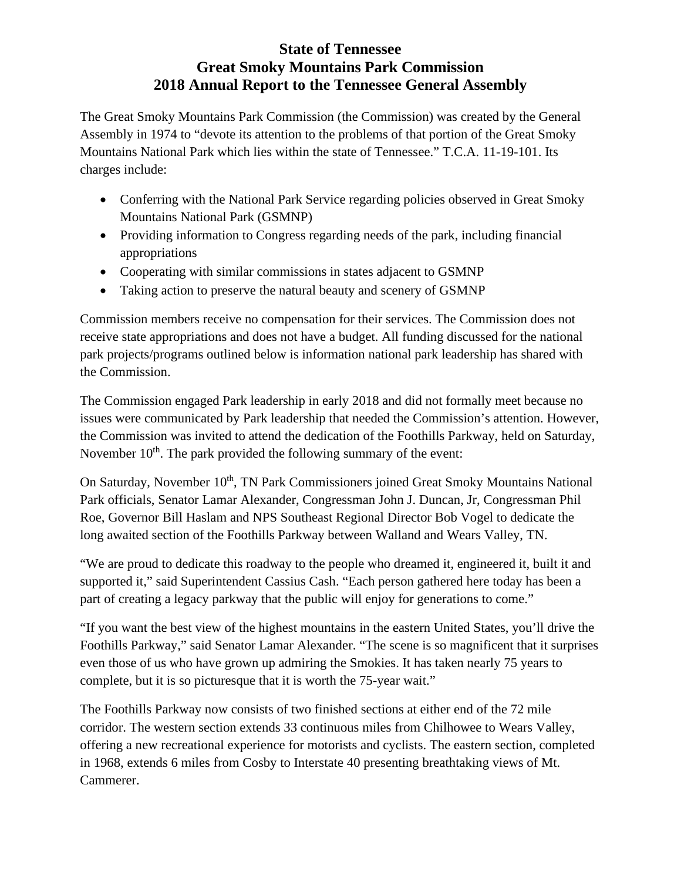# State of Tennessee
# Great Smoky Mountains Park Commission
# 2018 Annual Report to the Tennessee General Assembly

The Great Smoky Mountains Park Commission (the Commission) was created by the General Assembly in 1974 to "devote its attention to the problems of that portion of the Great Smoky Mountains National Park which lies within the state of Tennessee." T.C.A. 11-19-101. Its charges include:

- Conferring with the National Park Service regarding policies observed in Great Smoky Mountains National Park (GSMNP)
- Providing information to Congress regarding needs of the park, including financial appropriations
- Cooperating with similar commissions in states adjacent to GSMNP
- Taking action to preserve the natural beauty and scenery of GSMNP

Commission members receive no compensation for their services. The Commission does not receive state appropriations and does not have a budget. All funding discussed for the national park projects/programs outlined below is information national park leadership has shared with the Commission.

The Commission engaged Park leadership in early 2018 and did not formally meet because no issues were communicated by Park leadership that needed the Commission's attention. However, the Commission was invited to attend the dedication of the Foothills Parkway, held on Saturday, November 10th. The park provided the following summary of the event:

On Saturday, November 10th, TN Park Commissioners joined Great Smoky Mountains National Park officials, Senator Lamar Alexander, Congressman John J. Duncan, Jr, Congressman Phil Roe, Governor Bill Haslam and NPS Southeast Regional Director Bob Vogel to dedicate the long awaited section of the Foothills Parkway between Walland and Wears Valley, TN.

"We are proud to dedicate this roadway to the people who dreamed it, engineered it, built it and supported it," said Superintendent Cassius Cash. "Each person gathered here today has been a part of creating a legacy parkway that the public will enjoy for generations to come."

"If you want the best view of the highest mountains in the eastern United States, you'll drive the Foothills Parkway," said Senator Lamar Alexander. "The scene is so magnificent that it surprises even those of us who have grown up admiring the Smokies. It has taken nearly 75 years to complete, but it is so picturesque that it is worth the 75-year wait."

The Foothills Parkway now consists of two finished sections at either end of the 72 mile corridor. The western section extends 33 continuous miles from Chilhowee to Wears Valley, offering a new recreational experience for motorists and cyclists. The eastern section, completed in 1968, extends 6 miles from Cosby to Interstate 40 presenting breathtaking views of Mt. Cammerer.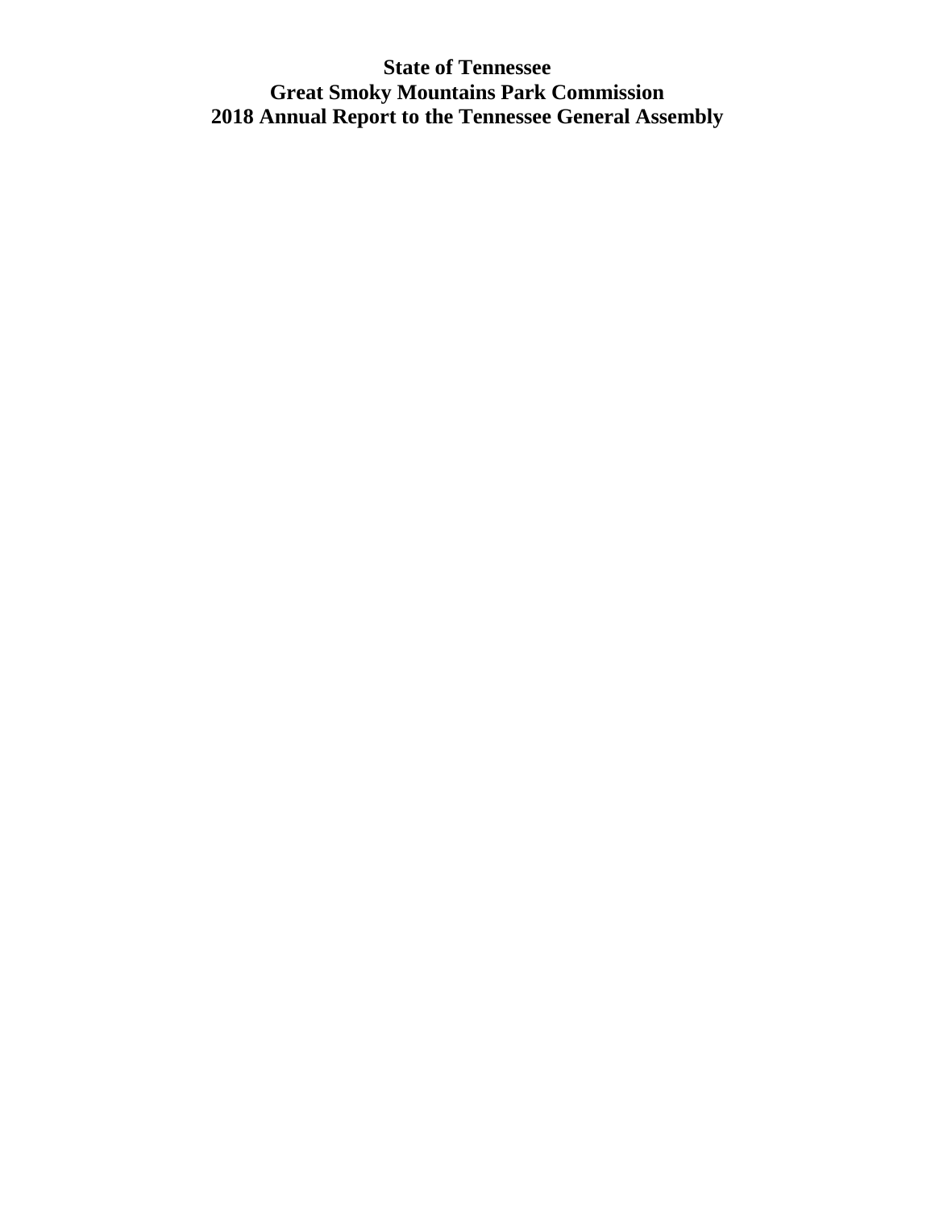# State of Tennessee
# Great Smoky Mountains Park Commission
# 2018 Annual Report to the Tennessee General Assembly